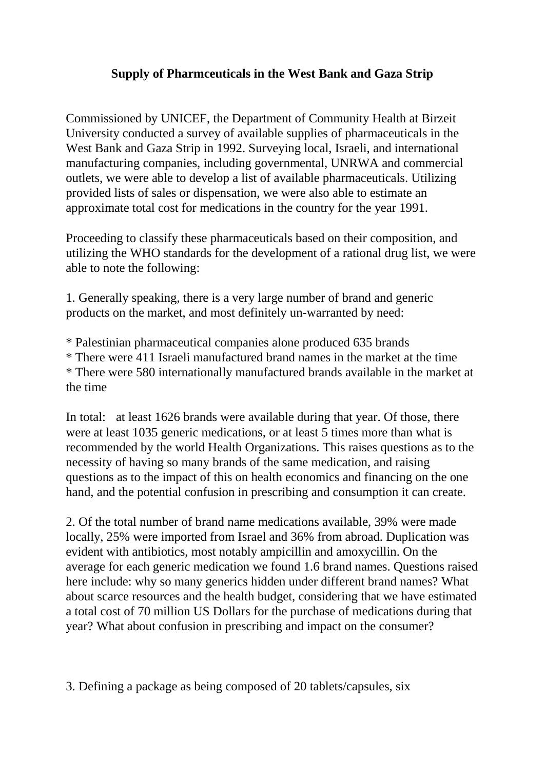# Supply of Pharmceuticals in the West Bank and Gaza Strip

Commissioned by UNICEF, the Department of Community Health at Birzeit University conducted a survey of available supplies of pharmaceuticals in the West Bank and Gaza Strip in 1992. Surveying local, Israeli, and international manufacturing companies, including governmental, UNRWA and commercial outlets, we were able to develop a list of available pharmaceuticals. Utilizing provided lists of sales or dispensation, we were also able to estimate an approximate total cost for medications in the country for the year 1991.

Proceeding to classify these pharmaceuticals based on their composition, and utilizing the WHO standards for the development of a rational drug list, we were able to note the following:

1. Generally speaking, there is a very large number of brand and generic products on the market, and most definitely un-warranted by need:

* Palestinian pharmaceutical companies alone produced 635 brands
* There were 411 Israeli manufactured brand names in the market at the time
* There were 580 internationally manufactured brands available in the market at the time

In total:   at least 1626 brands were available during that year. Of those, there were at least 1035 generic medications, or at least 5 times more than what is recommended by the world Health Organizations. This raises questions as to the necessity of having so many brands of the same medication, and raising questions as to the impact of this on health economics and financing on the one hand, and the potential confusion in prescribing and consumption it can create.

2. Of the total number of brand name medications available, 39% were made locally, 25% were imported from Israel and 36% from abroad. Duplication was evident with antibiotics, most notably ampicillin and amoxycillin. On the average for each generic medication we found 1.6 brand names. Questions raised here include: why so many generics hidden under different brand names? What about scarce resources and the health budget, considering that we have estimated a total cost of 70 million US Dollars for the purchase of medications during that year? What about confusion in prescribing and impact on the consumer?

3. Defining a package as being composed of 20 tablets/capsules, six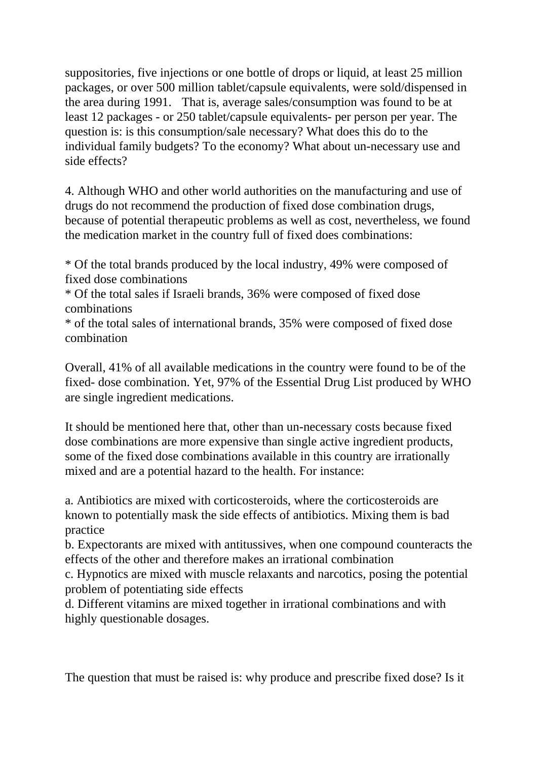suppositories, five injections or one bottle of drops or liquid, at least 25 million packages, or over 500 million tablet/capsule equivalents, were sold/dispensed in the area during 1991. That is, average sales/consumption was found to be at least 12 packages - or 250 tablet/capsule equivalents- per person per year. The question is: is this consumption/sale necessary? What does this do to the individual family budgets? To the economy? What about un-necessary use and side effects?

4. Although WHO and other world authorities on the manufacturing and use of drugs do not recommend the production of fixed dose combination drugs, because of potential therapeutic problems as well as cost, nevertheless, we found the medication market in the country full of fixed does combinations:

* Of the total brands produced by the local industry, 49% were composed of fixed dose combinations
* Of the total sales if Israeli brands, 36% were composed of fixed dose combinations
* of the total sales of international brands, 35% were composed of fixed dose combination

Overall, 41% of all available medications in the country were found to be of the fixed- dose combination. Yet, 97% of the Essential Drug List produced by WHO are single ingredient medications.

It should be mentioned here that, other than un-necessary costs because fixed dose combinations are more expensive than single active ingredient products, some of the fixed dose combinations available in this country are irrationally mixed and are a potential hazard to the health. For instance:

a. Antibiotics are mixed with corticosteroids, where the corticosteroids are known to potentially mask the side effects of antibiotics. Mixing them is bad practice
b. Expectorants are mixed with antitussives, when one compound counteracts the effects of the other and therefore makes an irrational combination
c. Hypnotics are mixed with muscle relaxants and narcotics, posing the potential problem of potentiating side effects
d. Different vitamins are mixed together in irrational combinations and with highly questionable dosages.

The question that must be raised is: why produce and prescribe fixed dose? Is it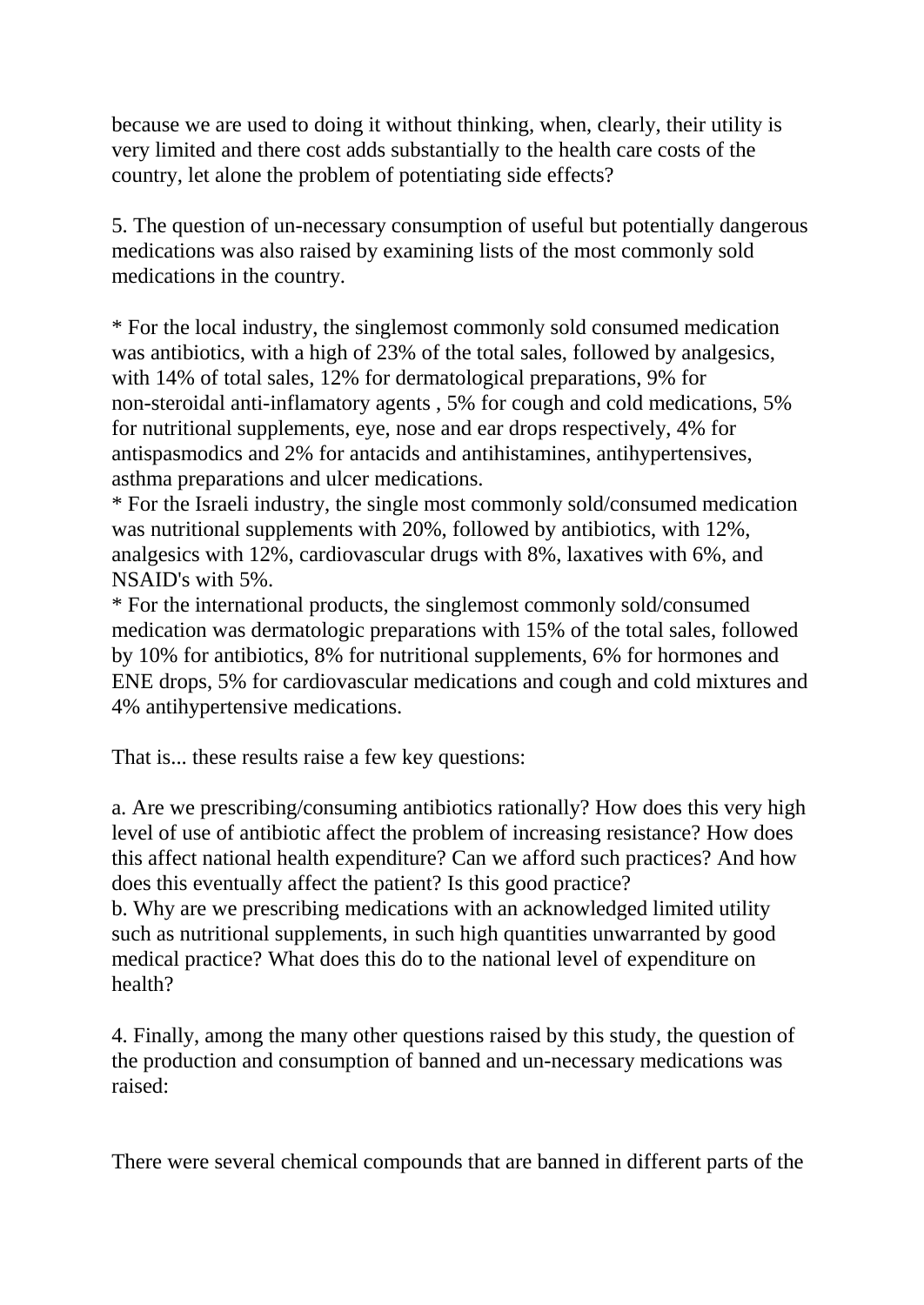because we are used to doing it without thinking, when, clearly, their utility is very limited and there cost adds substantially to the health care costs of the country, let alone the problem of potentiating side effects?

5. The question of un-necessary consumption of useful but potentially dangerous medications was also raised by examining lists of the most commonly sold medications in the country.

* For the local industry, the singlemost commonly sold consumed medication was antibiotics, with a high of 23% of the total sales, followed by analgesics, with 14% of total sales, 12% for dermatological preparations, 9% for non-steroidal anti-inflamatory agents , 5% for cough and cold medications, 5% for nutritional supplements, eye, nose and ear drops respectively, 4% for antispasmodics and 2% for antacids and antihistamines, antihypertensives, asthma preparations and ulcer medications.
* For the Israeli industry, the single most commonly sold/consumed medication was nutritional supplements with 20%, followed by antibiotics, with 12%, analgesics with 12%, cardiovascular drugs with 8%, laxatives with 6%, and NSAID's with 5%.
* For the international products, the singlemost commonly sold/consumed medication was dermatologic preparations with 15% of the total sales, followed by 10% for antibiotics, 8% for nutritional supplements, 6% for hormones and ENE drops, 5% for cardiovascular medications and cough and cold mixtures and 4% antihypertensive medications.

That is... these results raise a few key questions:

a. Are we prescribing/consuming antibiotics rationally? How does this very high level of use of antibiotic affect the problem of increasing resistance? How does this affect national health expenditure? Can we afford such practices? And how does this eventually affect the patient? Is this good practice?
b. Why are we prescribing medications with an acknowledged limited utility such as nutritional supplements, in such high quantities unwarranted by good medical practice? What does this do to the national level of expenditure on health?

4. Finally, among the many other questions raised by this study, the question of the production and consumption of banned and un-necessary medications was raised:

There were several chemical compounds that are banned in different parts of the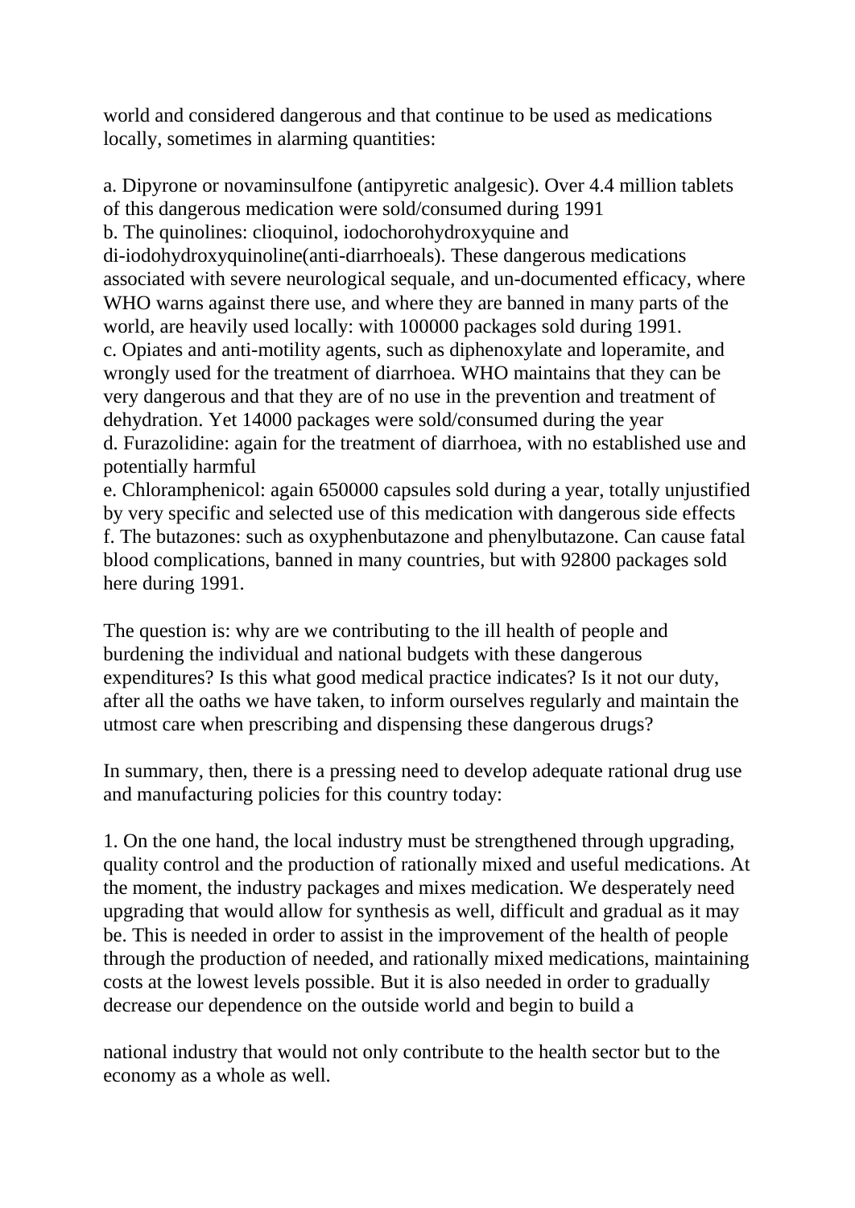world and considered dangerous and that continue to be used as medications locally, sometimes in alarming quantities:

a. Dipyrone or novaminsulfone (antipyretic analgesic). Over 4.4 million tablets of this dangerous medication were sold/consumed during 1991
b. The quinolines: clioquinol, iodochorohydroxyquine and di-iodohydroxyquinoline(anti-diarrhoeals). These dangerous medications associated with severe neurological sequale, and un-documented efficacy, where WHO warns against there use, and where they are banned in many parts of the world, are heavily used locally: with 100000 packages sold during 1991.
c. Opiates and anti-motility agents, such as diphenoxylate and loperamite, and wrongly used for the treatment of diarrhoea. WHO maintains that they can be very dangerous and that they are of no use in the prevention and treatment of dehydration. Yet 14000 packages were sold/consumed during the year
d. Furazolidine: again for the treatment of diarrhoea, with no established use and potentially harmful
e. Chloramphenicol: again 650000 capsules sold during a year, totally unjustified by very specific and selected use of this medication with dangerous side effects
f. The butazones: such as oxyphenbutazone and phenylbutazone. Can cause fatal blood complications, banned in many countries, but with 92800 packages sold here during 1991.

The question is: why are we contributing to the ill health of people and burdening the individual and national budgets with these dangerous expenditures? Is this what good medical practice indicates? Is it not our duty, after all the oaths we have taken, to inform ourselves regularly and maintain the utmost care when prescribing and dispensing these dangerous drugs?

In summary, then, there is a pressing need to develop adequate rational drug use and manufacturing policies for this country today:

1. On the one hand, the local industry must be strengthened through upgrading, quality control and the production of rationally mixed and useful medications. At the moment, the industry packages and mixes medication. We desperately need upgrading that would allow for synthesis as well, difficult and gradual as it may be. This is needed in order to assist in the improvement of the health of people through the production of needed, and rationally mixed medications, maintaining costs at the lowest levels possible. But it is also needed in order to gradually decrease our dependence on the outside world and begin to build a national industry that would not only contribute to the health sector but to the economy as a whole as well.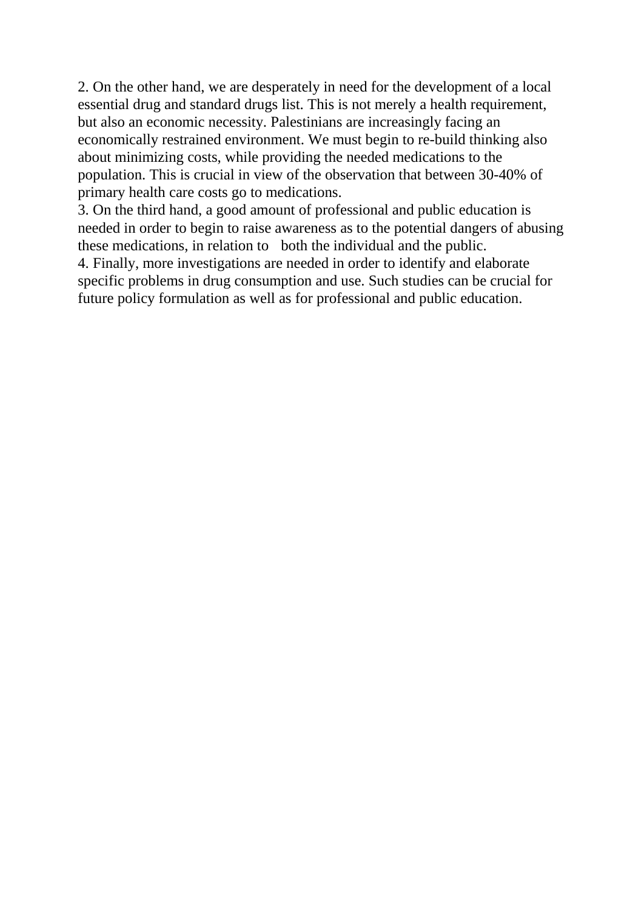2. On the other hand, we are desperately in need for the development of a local essential drug and standard drugs list. This is not merely a health requirement, but also an economic necessity. Palestinians are increasingly facing an economically restrained environment. We must begin to re-build thinking also about minimizing costs, while providing the needed medications to the population. This is crucial in view of the observation that between 30-40% of primary health care costs go to medications.

3. On the third hand, a good amount of professional and public education is needed in order to begin to raise awareness as to the potential dangers of abusing these medications, in relation to both the individual and the public.

4. Finally, more investigations are needed in order to identify and elaborate specific problems in drug consumption and use. Such studies can be crucial for future policy formulation as well as for professional and public education.